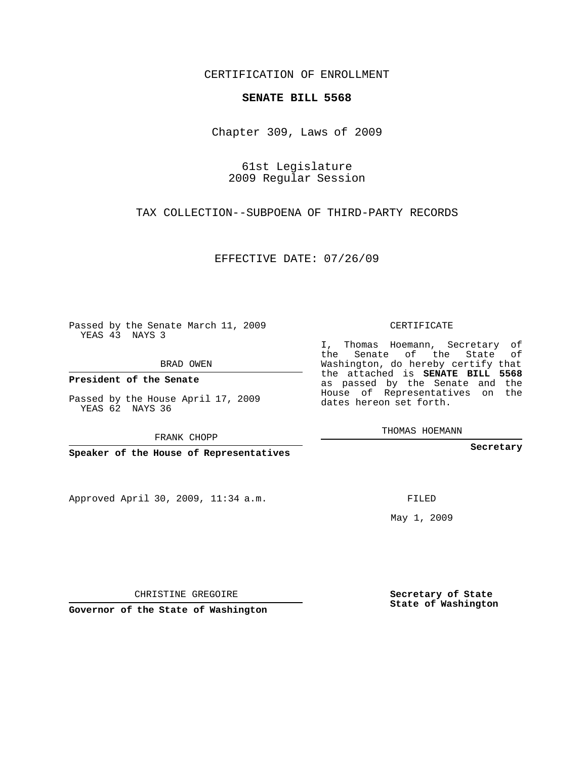CERTIFICATION OF ENROLLMENT

**SENATE BILL 5568**

Chapter 309, Laws of 2009

61st Legislature
2009 Regular Session

TAX COLLECTION--SUBPOENA OF THIRD-PARTY RECORDS

EFFECTIVE DATE: 07/26/09

Passed by the Senate March 11, 2009
YEAS 43 NAYS 3

BRAD OWEN

**President of the Senate**

Passed by the House April 17, 2009
YEAS 62 NAYS 36

FRANK CHOPP

**Speaker of the House of Representatives**

Approved April 30, 2009, 11:34 a.m.

CHRISTINE GREGOIRE

**Governor of the State of Washington**

CERTIFICATE

I, Thomas Hoemann, Secretary of the Senate of the State of Washington, do hereby certify that the attached is **SENATE BILL 5568** as passed by the Senate and the House of Representatives on the dates hereon set forth.

THOMAS HOEMANN

**Secretary**

FILED

May 1, 2009

**Secretary of State**
**State of Washington**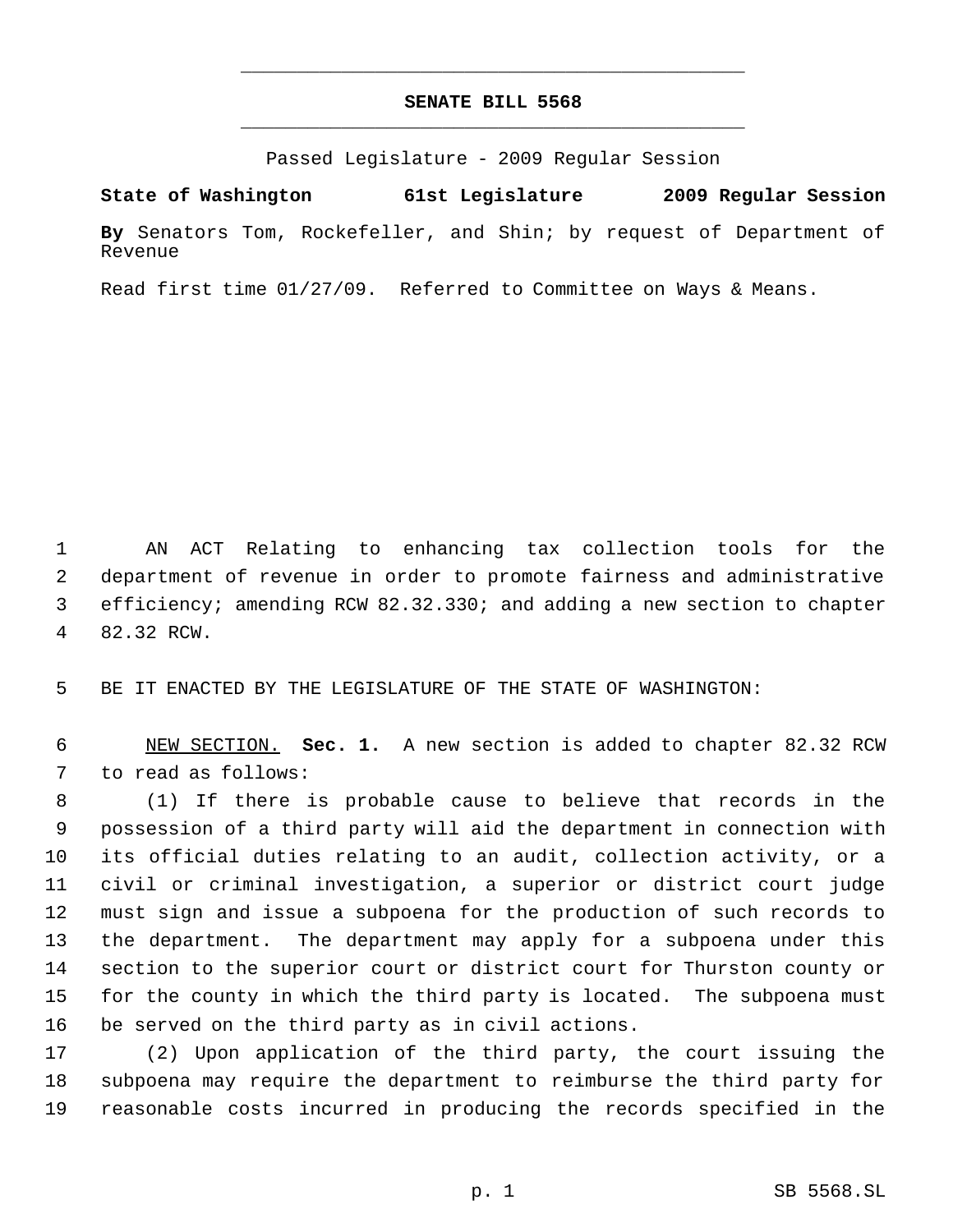# SENATE BILL 5568

Passed Legislature - 2009 Regular Session

**State of Washington 61st Legislature 2009 Regular Session**

**By** Senators Tom, Rockefeller, and Shin; by request of Department of Revenue

Read first time 01/27/09. Referred to Committee on Ways & Means.

AN ACT Relating to enhancing tax collection tools for the department of revenue in order to promote fairness and administrative efficiency; amending RCW 82.32.330; and adding a new section to chapter 82.32 RCW.

BE IT ENACTED BY THE LEGISLATURE OF THE STATE OF WASHINGTON:

NEW SECTION. **Sec. 1.** A new section is added to chapter 82.32 RCW to read as follows:

(1) If there is probable cause to believe that records in the possession of a third party will aid the department in connection with its official duties relating to an audit, collection activity, or a civil or criminal investigation, a superior or district court judge must sign and issue a subpoena for the production of such records to the department. The department may apply for a subpoena under this section to the superior court or district court for Thurston county or for the county in which the third party is located. The subpoena must be served on the third party as in civil actions.

(2) Upon application of the third party, the court issuing the subpoena may require the department to reimburse the third party for reasonable costs incurred in producing the records specified in the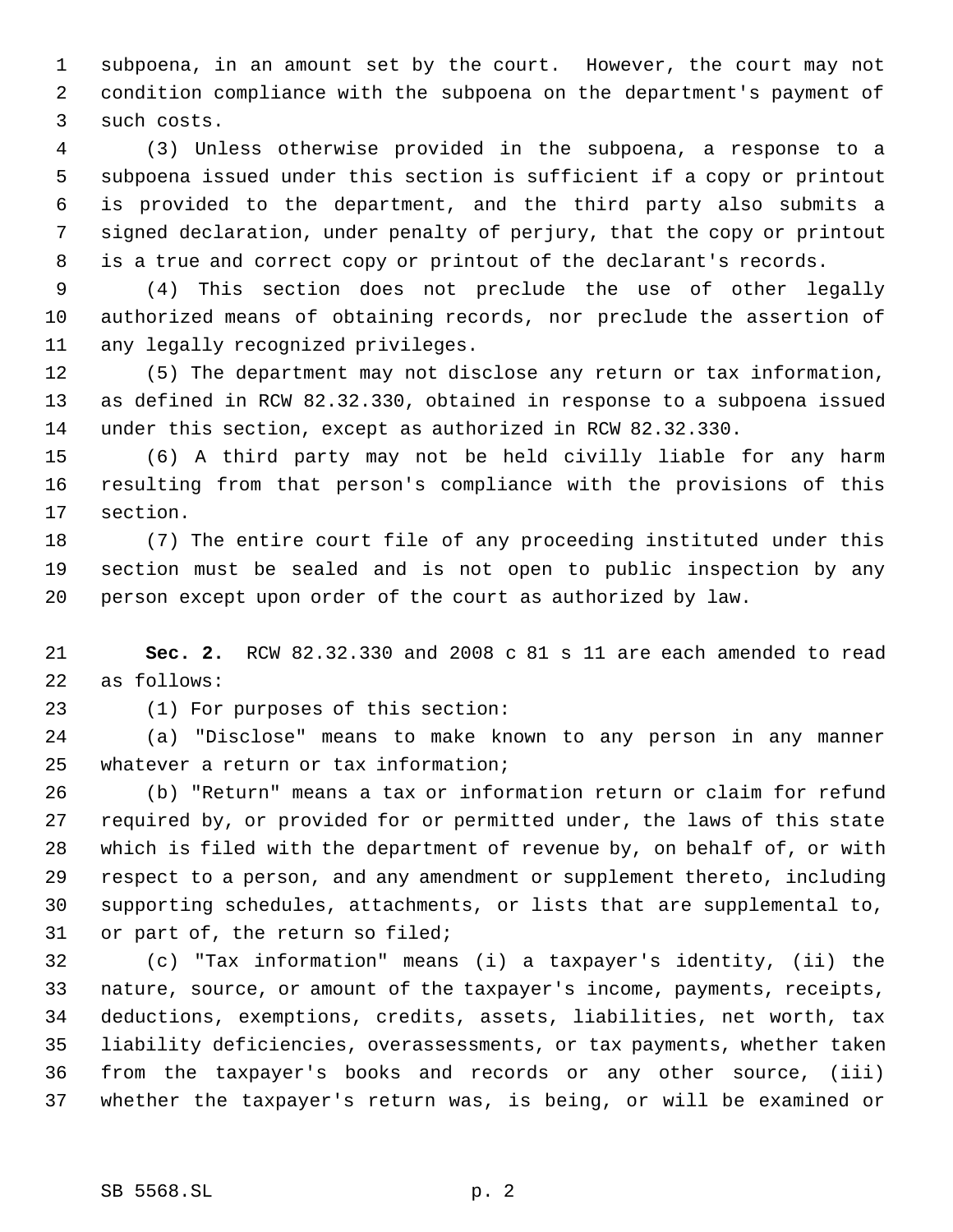subpoena, in an amount set by the court. However, the court may not condition compliance with the subpoena on the department's payment of such costs.

(3) Unless otherwise provided in the subpoena, a response to a subpoena issued under this section is sufficient if a copy or printout is provided to the department, and the third party also submits a signed declaration, under penalty of perjury, that the copy or printout is a true and correct copy or printout of the declarant's records.

(4) This section does not preclude the use of other legally authorized means of obtaining records, nor preclude the assertion of any legally recognized privileges.

(5) The department may not disclose any return or tax information, as defined in RCW 82.32.330, obtained in response to a subpoena issued under this section, except as authorized in RCW 82.32.330.

(6) A third party may not be held civilly liable for any harm resulting from that person's compliance with the provisions of this section.

(7) The entire court file of any proceeding instituted under this section must be sealed and is not open to public inspection by any person except upon order of the court as authorized by law.

**Sec. 2.** RCW 82.32.330 and 2008 c 81 s 11 are each amended to read as follows:

(1) For purposes of this section:

(a) "Disclose" means to make known to any person in any manner whatever a return or tax information;

(b) "Return" means a tax or information return or claim for refund required by, or provided for or permitted under, the laws of this state which is filed with the department of revenue by, on behalf of, or with respect to a person, and any amendment or supplement thereto, including supporting schedules, attachments, or lists that are supplemental to, or part of, the return so filed;

(c) "Tax information" means (i) a taxpayer's identity, (ii) the nature, source, or amount of the taxpayer's income, payments, receipts, deductions, exemptions, credits, assets, liabilities, net worth, tax liability deficiencies, overassessments, or tax payments, whether taken from the taxpayer's books and records or any other source, (iii) whether the taxpayer's return was, is being, or will be examined or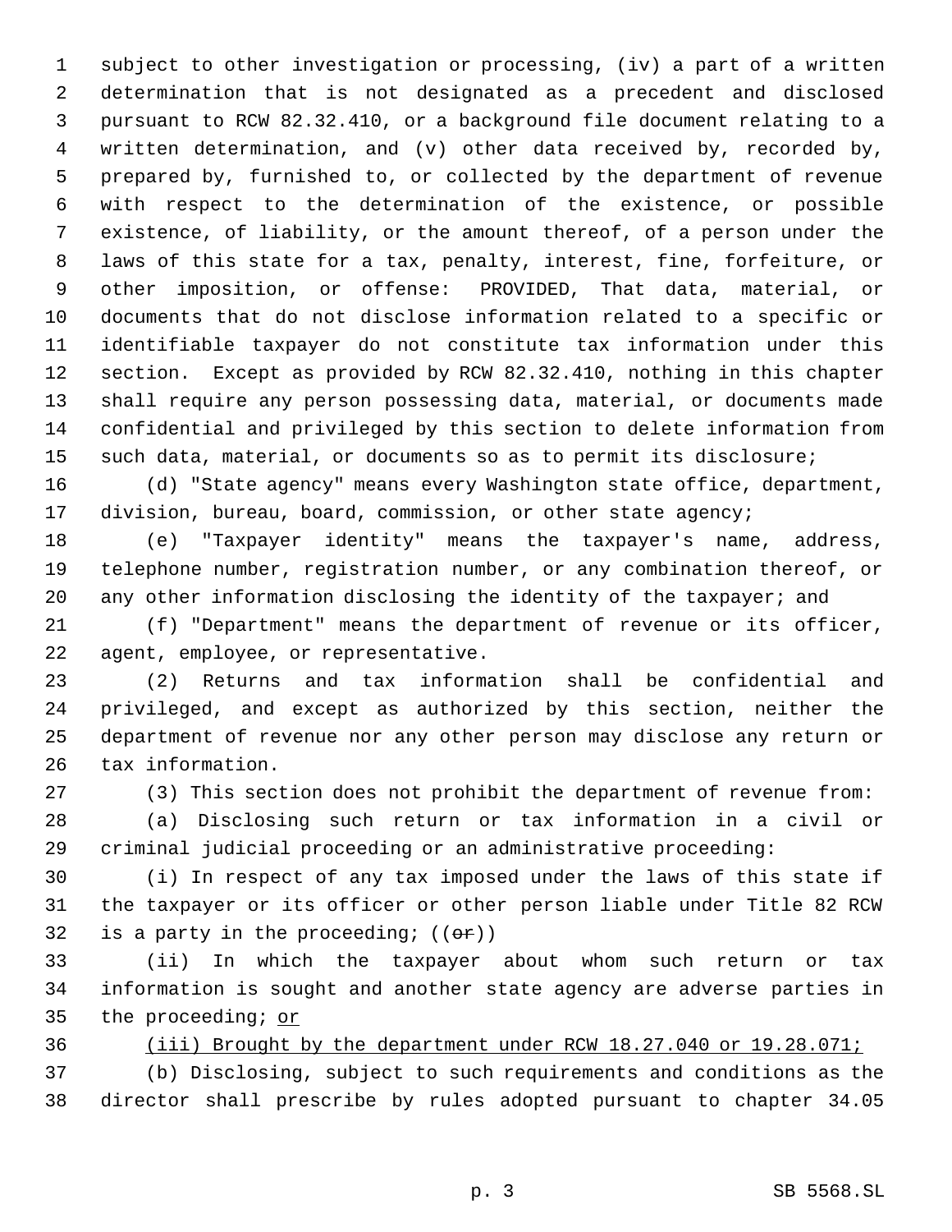subject to other investigation or processing, (iv) a part of a written determination that is not designated as a precedent and disclosed pursuant to RCW 82.32.410, or a background file document relating to a written determination, and (v) other data received by, recorded by, prepared by, furnished to, or collected by the department of revenue with respect to the determination of the existence, or possible existence, of liability, or the amount thereof, of a person under the laws of this state for a tax, penalty, interest, fine, forfeiture, or other imposition, or offense: PROVIDED, That data, material, or documents that do not disclose information related to a specific or identifiable taxpayer do not constitute tax information under this section. Except as provided by RCW 82.32.410, nothing in this chapter shall require any person possessing data, material, or documents made confidential and privileged by this section to delete information from such data, material, or documents so as to permit its disclosure;

(d) "State agency" means every Washington state office, department, division, bureau, board, commission, or other state agency;

(e) "Taxpayer identity" means the taxpayer's name, address, telephone number, registration number, or any combination thereof, or any other information disclosing the identity of the taxpayer; and

(f) "Department" means the department of revenue or its officer, agent, employee, or representative.

(2) Returns and tax information shall be confidential and privileged, and except as authorized by this section, neither the department of revenue nor any other person may disclose any return or tax information.

(3) This section does not prohibit the department of revenue from:

(a) Disclosing such return or tax information in a civil or criminal judicial proceeding or an administrative proceeding:

(i) In respect of any tax imposed under the laws of this state if the taxpayer or its officer or other person liable under Title 82 RCW is a party in the proceeding; ((~~or~~))

(ii) In which the taxpayer about whom such return or tax information is sought and another state agency are adverse parties in the proceeding; <u>or</u>

<u>(iii) Brought by the department under RCW 18.27.040 or 19.28.071;</u>

(b) Disclosing, subject to such requirements and conditions as the director shall prescribe by rules adopted pursuant to chapter 34.05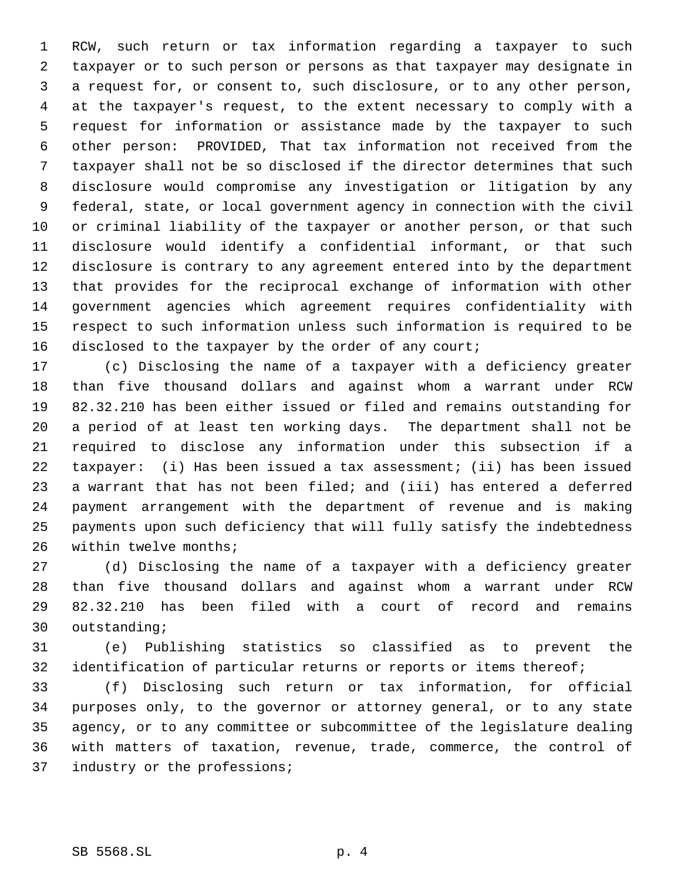RCW, such return or tax information regarding a taxpayer to such taxpayer or to such person or persons as that taxpayer may designate in a request for, or consent to, such disclosure, or to any other person, at the taxpayer's request, to the extent necessary to comply with a request for information or assistance made by the taxpayer to such other person: PROVIDED, That tax information not received from the taxpayer shall not be so disclosed if the director determines that such disclosure would compromise any investigation or litigation by any federal, state, or local government agency in connection with the civil or criminal liability of the taxpayer or another person, or that such disclosure would identify a confidential informant, or that such disclosure is contrary to any agreement entered into by the department that provides for the reciprocal exchange of information with other government agencies which agreement requires confidentiality with respect to such information unless such information is required to be disclosed to the taxpayer by the order of any court;

(c) Disclosing the name of a taxpayer with a deficiency greater than five thousand dollars and against whom a warrant under RCW 82.32.210 has been either issued or filed and remains outstanding for a period of at least ten working days. The department shall not be required to disclose any information under this subsection if a taxpayer: (i) Has been issued a tax assessment; (ii) has been issued a warrant that has not been filed; and (iii) has entered a deferred payment arrangement with the department of revenue and is making payments upon such deficiency that will fully satisfy the indebtedness within twelve months;

(d) Disclosing the name of a taxpayer with a deficiency greater than five thousand dollars and against whom a warrant under RCW 82.32.210 has been filed with a court of record and remains outstanding;

(e) Publishing statistics so classified as to prevent the identification of particular returns or reports or items thereof;

(f) Disclosing such return or tax information, for official purposes only, to the governor or attorney general, or to any state agency, or to any committee or subcommittee of the legislature dealing with matters of taxation, revenue, trade, commerce, the control of industry or the professions;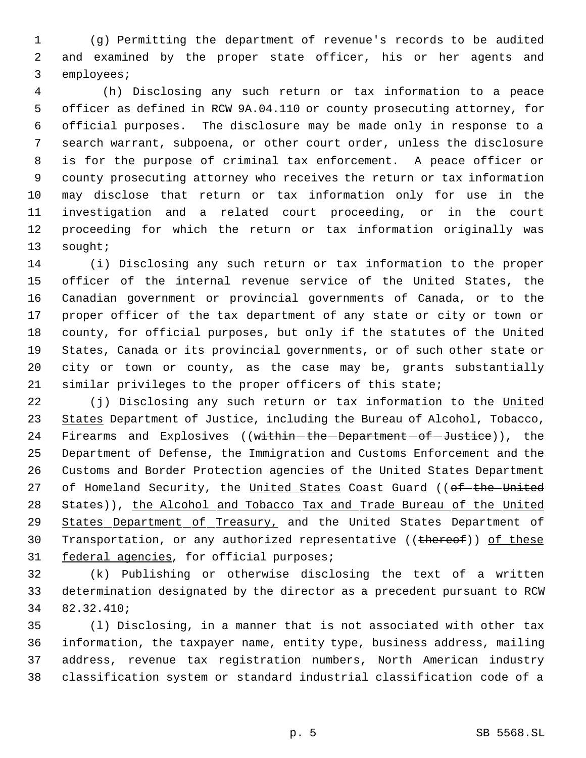(g) Permitting the department of revenue's records to be audited and examined by the proper state officer, his or her agents and employees;

(h) Disclosing any such return or tax information to a peace officer as defined in RCW 9A.04.110 or county prosecuting attorney, for official purposes. The disclosure may be made only in response to a search warrant, subpoena, or other court order, unless the disclosure is for the purpose of criminal tax enforcement. A peace officer or county prosecuting attorney who receives the return or tax information may disclose that return or tax information only for use in the investigation and a related court proceeding, or in the court proceeding for which the return or tax information originally was sought;

(i) Disclosing any such return or tax information to the proper officer of the internal revenue service of the United States, the Canadian government or provincial governments of Canada, or to the proper officer of the tax department of any state or city or town or county, for official purposes, but only if the statutes of the United States, Canada or its provincial governments, or of such other state or city or town or county, as the case may be, grants substantially similar privileges to the proper officers of this state;

(j) Disclosing any such return or tax information to the United States Department of Justice, including the Bureau of Alcohol, Tobacco, Firearms and Explosives ((~~within the Department of Justice~~)), the Department of Defense, the Immigration and Customs Enforcement and the Customs and Border Protection agencies of the United States Department of Homeland Security, the United States Coast Guard ((~~of the United States~~)), the Alcohol and Tobacco Tax and Trade Bureau of the United States Department of Treasury, and the United States Department of Transportation, or any authorized representative ((~~thereof~~)) of these federal agencies, for official purposes;

(k) Publishing or otherwise disclosing the text of a written determination designated by the director as a precedent pursuant to RCW 82.32.410;

(l) Disclosing, in a manner that is not associated with other tax information, the taxpayer name, entity type, business address, mailing address, revenue tax registration numbers, North American industry classification system or standard industrial classification code of a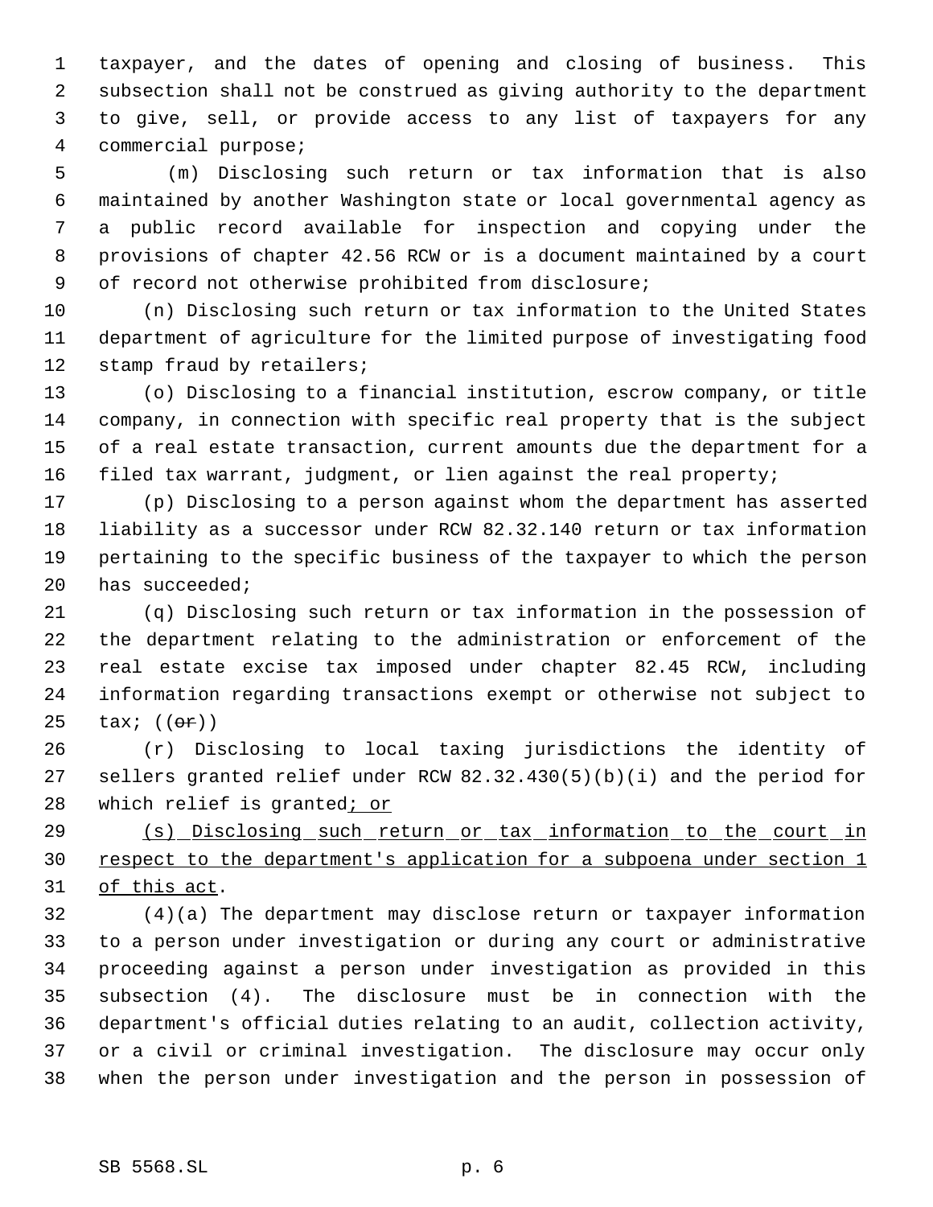taxpayer, and the dates of opening and closing of business. This subsection shall not be construed as giving authority to the department to give, sell, or provide access to any list of taxpayers for any commercial purpose;

(m) Disclosing such return or tax information that is also maintained by another Washington state or local governmental agency as a public record available for inspection and copying under the provisions of chapter 42.56 RCW or is a document maintained by a court of record not otherwise prohibited from disclosure;

(n) Disclosing such return or tax information to the United States department of agriculture for the limited purpose of investigating food stamp fraud by retailers;

(o) Disclosing to a financial institution, escrow company, or title company, in connection with specific real property that is the subject of a real estate transaction, current amounts due the department for a filed tax warrant, judgment, or lien against the real property;

(p) Disclosing to a person against whom the department has asserted liability as a successor under RCW 82.32.140 return or tax information pertaining to the specific business of the taxpayer to which the person has succeeded;

(q) Disclosing such return or tax information in the possession of the department relating to the administration or enforcement of the real estate excise tax imposed under chapter 82.45 RCW, including information regarding transactions exempt or otherwise not subject to tax; ((~~or~~))

(r) Disclosing to local taxing jurisdictions the identity of sellers granted relief under RCW 82.32.430(5)(b)(i) and the period for which relief is granted<u>; or</u>

<u>(s) Disclosing such return or tax information to the court in respect to the department's application for a subpoena under section 1 of this act</u>.

(4)(a) The department may disclose return or taxpayer information to a person under investigation or during any court or administrative proceeding against a person under investigation as provided in this subsection (4). The disclosure must be in connection with the department's official duties relating to an audit, collection activity, or a civil or criminal investigation. The disclosure may occur only when the person under investigation and the person in possession of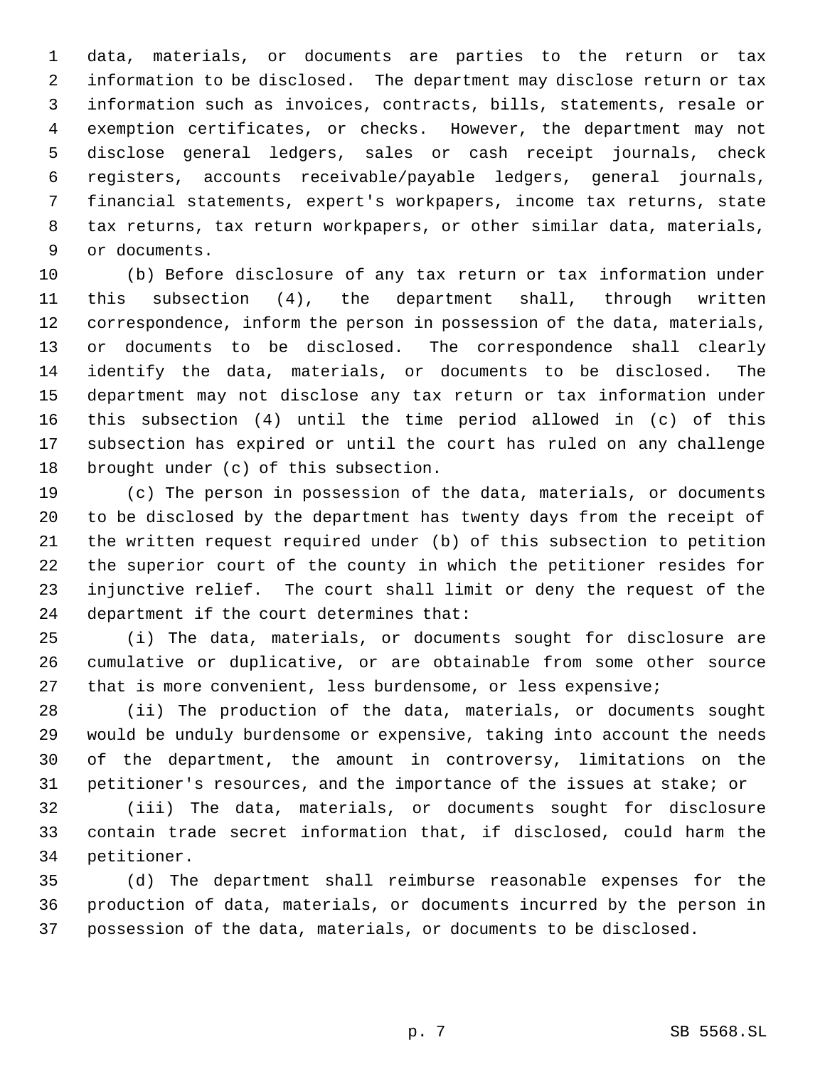data, materials, or documents are parties to the return or tax information to be disclosed. The department may disclose return or tax information such as invoices, contracts, bills, statements, resale or exemption certificates, or checks. However, the department may not disclose general ledgers, sales or cash receipt journals, check registers, accounts receivable/payable ledgers, general journals, financial statements, expert's workpapers, income tax returns, state tax returns, tax return workpapers, or other similar data, materials, or documents.

(b) Before disclosure of any tax return or tax information under this subsection (4), the department shall, through written correspondence, inform the person in possession of the data, materials, or documents to be disclosed. The correspondence shall clearly identify the data, materials, or documents to be disclosed. The department may not disclose any tax return or tax information under this subsection (4) until the time period allowed in (c) of this subsection has expired or until the court has ruled on any challenge brought under (c) of this subsection.

(c) The person in possession of the data, materials, or documents to be disclosed by the department has twenty days from the receipt of the written request required under (b) of this subsection to petition the superior court of the county in which the petitioner resides for injunctive relief. The court shall limit or deny the request of the department if the court determines that:

(i) The data, materials, or documents sought for disclosure are cumulative or duplicative, or are obtainable from some other source that is more convenient, less burdensome, or less expensive;

(ii) The production of the data, materials, or documents sought would be unduly burdensome or expensive, taking into account the needs of the department, the amount in controversy, limitations on the petitioner's resources, and the importance of the issues at stake; or

(iii) The data, materials, or documents sought for disclosure contain trade secret information that, if disclosed, could harm the petitioner.

(d) The department shall reimburse reasonable expenses for the production of data, materials, or documents incurred by the person in possession of the data, materials, or documents to be disclosed.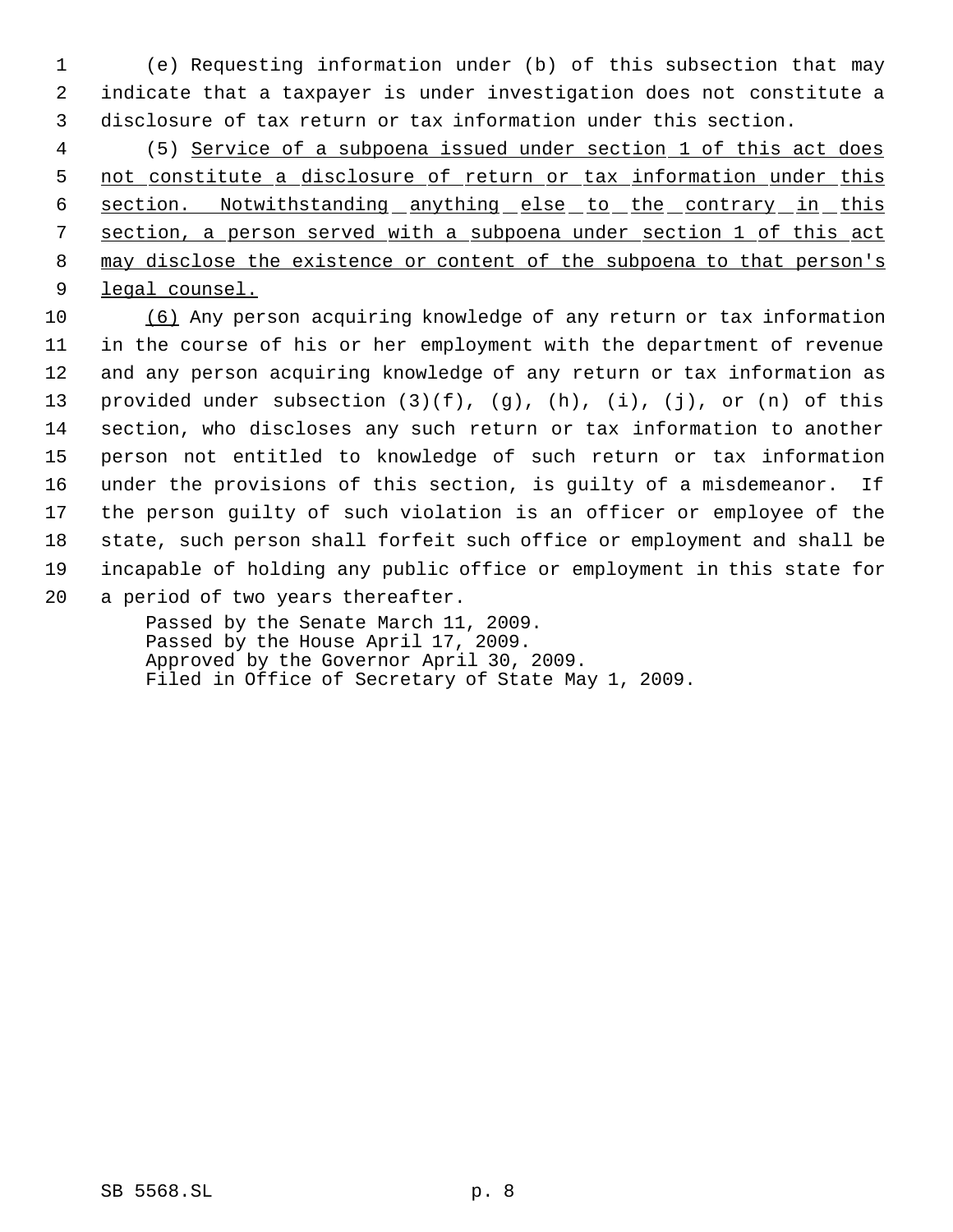(e) Requesting information under (b) of this subsection that may indicate that a taxpayer is under investigation does not constitute a disclosure of tax return or tax information under this section.

(5) Service of a subpoena issued under section 1 of this act does not constitute a disclosure of return or tax information under this section. Notwithstanding anything else to the contrary in this section, a person served with a subpoena under section 1 of this act may disclose the existence or content of the subpoena to that person's legal counsel.

(6) Any person acquiring knowledge of any return or tax information in the course of his or her employment with the department of revenue and any person acquiring knowledge of any return or tax information as provided under subsection (3)(f), (g), (h), (i), (j), or (n) of this section, who discloses any such return or tax information to another person not entitled to knowledge of such return or tax information under the provisions of this section, is guilty of a misdemeanor. If the person guilty of such violation is an officer or employee of the state, such person shall forfeit such office or employment and shall be incapable of holding any public office or employment in this state for a period of two years thereafter.

Passed by the Senate March 11, 2009.
Passed by the House April 17, 2009.
Approved by the Governor April 30, 2009.
Filed in Office of Secretary of State May 1, 2009.